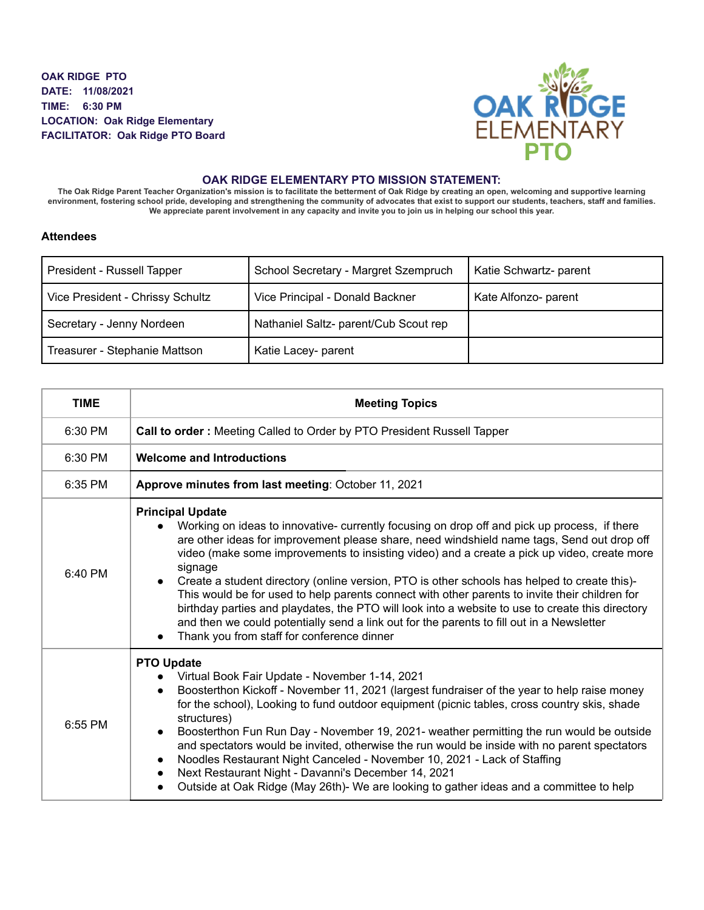**OAK RIDGE PTO**
**DATE: 11/08/2021**
**TIME: 6:30 PM**
**LOCATION: Oak Ridge Elementary**
**FACILITATOR: Oak Ridge PTO Board**

OAK RIDGE ELEMENTARY PTO

## OAK RIDGE ELEMENTARY PTO MISSION STATEMENT:

**The Oak Ridge Parent Teacher Organization's mission is to facilitate the betterment of Oak Ridge by creating an open, welcoming and supportive learning environment, fostering school pride, developing and strengthening the community of advocates that exist to support our students, teachers, staff and families. We appreciate parent involvement in any capacity and invite you to join us in helping our school this year.**

### Attendees

| | | |
|---|---|---|
| President - Russell Tapper | School Secretary - Margret Szempruch | Katie Schwartz- parent |
| Vice President - Chrissy Schultz | Vice Principal - Donald Backner | Kate Alfonzo- parent |
| Secretary - Jenny Nordeen | Nathaniel Saltz- parent/Cub Scout rep | |
| Treasurer - Stephanie Mattson | Katie Lacey- parent | |

| TIME | Meeting Topics |
|---|---|
| 6:30 PM | **Call to order :** Meeting Called to Order by PTO President Russell Tapper |
| 6:30 PM | **Welcome and Introductions** |
| 6:35 PM | **Approve minutes from last meeting**: October 11, 2021 |
| 6:40 PM | **Principal Update**<br>● Working on ideas to innovative- currently focusing on drop off and pick up process, if there are other ideas for improvement please share, need windshield name tags, Send out drop off video (make some improvements to insisting video) and a create a pick up video, create more signage<br>● Create a student directory (online version, PTO is other schools has helped to create this)- This would be for used to help parents connect with other parents to invite their children for birthday parties and playdates, the PTO will look into a website to use to create this directory and then we could potentially send a link out for the parents to fill out in a Newsletter<br>● Thank you from staff for conference dinner |
| 6:55 PM | **PTO Update**<br>● Virtual Book Fair Update - November 1-14, 2021<br>● Boosterthon Kickoff - November 11, 2021 (largest fundraiser of the year to help raise money for the school), Looking to fund outdoor equipment (picnic tables, cross country skis, shade structures)<br>● Boosterthon Fun Run Day - November 19, 2021- weather permitting the run would be outside and spectators would be invited, otherwise the run would be inside with no parent spectators<br>● Noodles Restaurant Night Canceled - November 10, 2021 - Lack of Staffing<br>● Next Restaurant Night - Davanni's December 14, 2021<br>● Outside at Oak Ridge (May 26th)- We are looking to gather ideas and a committee to help |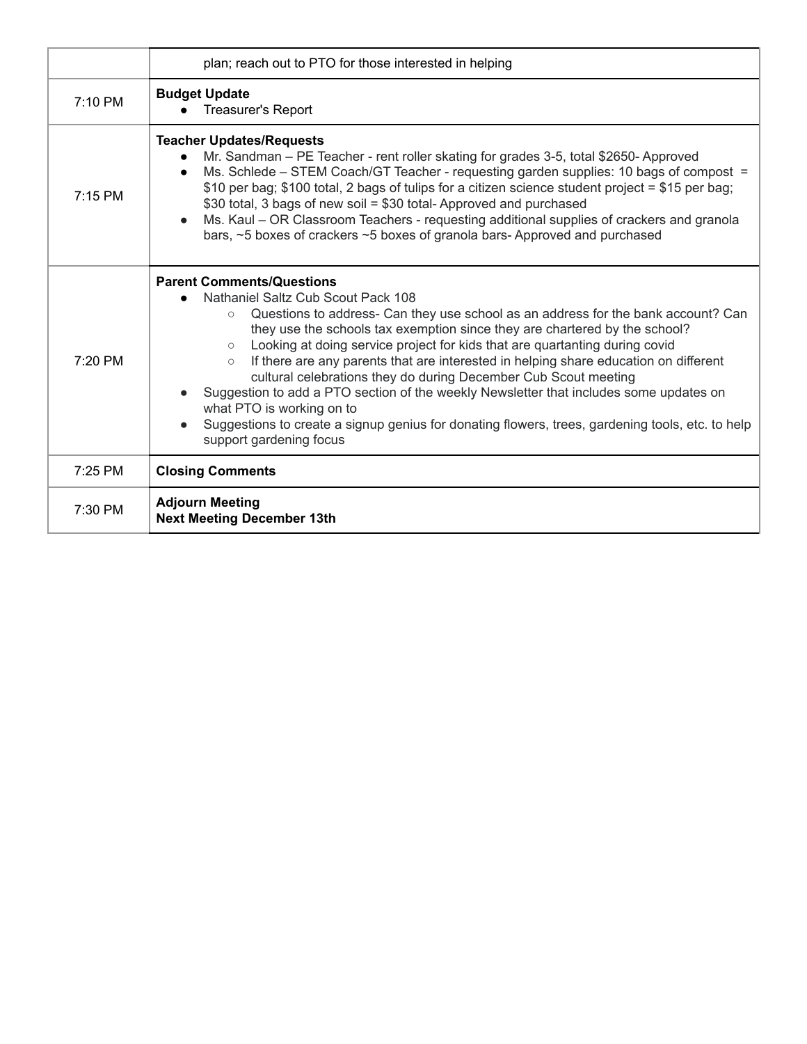| | |
|---|---|
| | plan; reach out to PTO for those interested in helping |
| 7:10 PM | **Budget Update**<br>• Treasurer's Report |
| 7:15 PM | **Teacher Updates/Requests**<br>• Mr. Sandman – PE Teacher - rent roller skating for grades 3-5, total $2650- Approved<br>• Ms. Schlede – STEM Coach/GT Teacher - requesting garden supplies: 10 bags of compost = $10 per bag; $100 total, 2 bags of tulips for a citizen science student project = $15 per bag; $30 total, 3 bags of new soil = $30 total- Approved and purchased<br>• Ms. Kaul – OR Classroom Teachers - requesting additional supplies of crackers and granola bars, ~5 boxes of crackers ~5 boxes of granola bars- Approved and purchased |
| 7:20 PM | **Parent Comments/Questions**<br>• Nathaniel Saltz Cub Scout Pack 108<br>&nbsp;&nbsp;&nbsp;&nbsp;○ Questions to address- Can they use school as an address for the bank account? Can they use the schools tax exemption since they are chartered by the school?<br>&nbsp;&nbsp;&nbsp;&nbsp;○ Looking at doing service project for kids that are quartanting during covid<br>&nbsp;&nbsp;&nbsp;&nbsp;○ If there are any parents that are interested in helping share education on different cultural celebrations they do during December Cub Scout meeting<br>• Suggestion to add a PTO section of the weekly Newsletter that includes some updates on what PTO is working on to<br>• Suggestions to create a signup genius for donating flowers, trees, gardening tools, etc. to help support gardening focus |
| 7:25 PM | **Closing Comments** |
| 7:30 PM | **Adjourn Meeting**<br>**Next Meeting December 13th** |